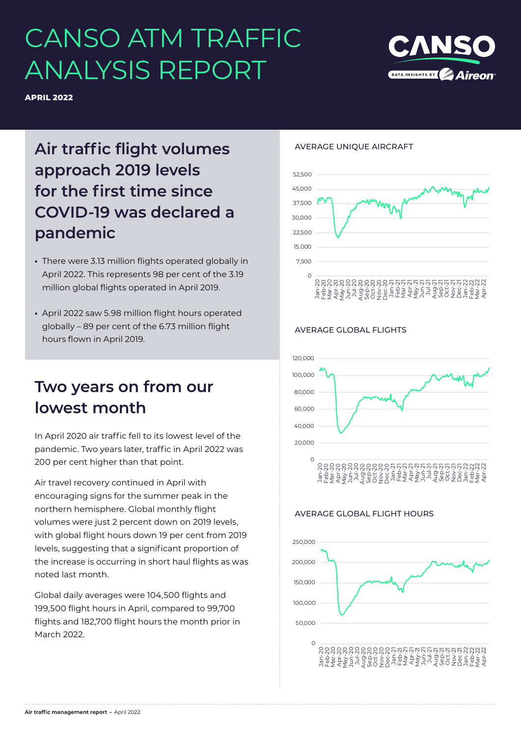# CANSO ATM TRAFFIC ANALYSIS REPORT

**APRIL 2022**

## Air traffic flight volumes approach 2019 levels for the first time since COVID-19 was declared a pandemic

- There were 3.13 million flights operated globally in April 2022. This represents 98 per cent of the 3.19 million global flights operated in April 2019.
- April 2022 saw 5.98 million flight hours operated globally – 89 per cent of the 6.73 million flight hours flown in April 2019.

## Two years on from our lowest month

In April 2020 air traffic fell to its lowest level of the pandemic. Two years later, traffic in April 2022 was 200 per cent higher than that point.

Air travel recovery continued in April with encouraging signs for the summer peak in the northern hemisphere. Global monthly flight volumes were just 2 percent down on 2019 levels, with global flight hours down 19 per cent from 2019 levels, suggesting that a significant proportion of the increase is occurring in short haul flights as was noted last month.

Global daily averages were 104,500 flights and 199,500 flight hours in April, compared to 99,700 flights and 182,700 flight hours the month prior in March 2022.

AVERAGE UNIQUE AIRCRAFT

AVERAGE GLOBAL FLIGHTS

AVERAGE GLOBAL FLIGHT HOURS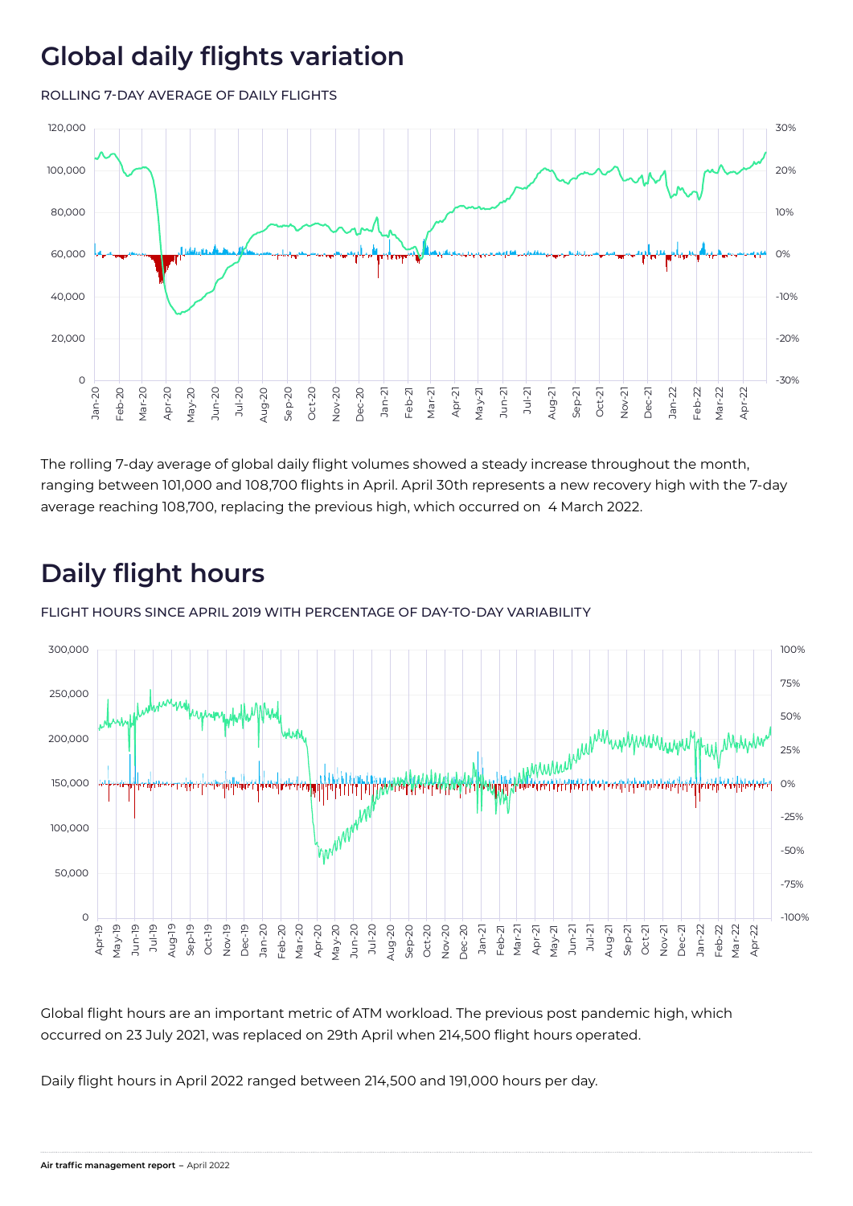# Global daily flights variation

ROLLING 7-DAY AVERAGE OF DAILY FLIGHTS

The rolling 7-day average of global daily flight volumes showed a steady increase throughout the month, ranging between 101,000 and 108,700 flights in April. April 30th represents a new recovery high with the 7-day average reaching 108,700, replacing the previous high, which occurred on 4 March 2022.

# Daily flight hours

FLIGHT HOURS SINCE APRIL 2019 WITH PERCENTAGE OF DAY-TO-DAY VARIABILITY

Global flight hours are an important metric of ATM workload. The previous post pandemic high, which occurred on 23 July 2021, was replaced on 29th April when 214,500 flight hours operated.

Daily flight hours in April 2022 ranged between 214,500 and 191,000 hours per day.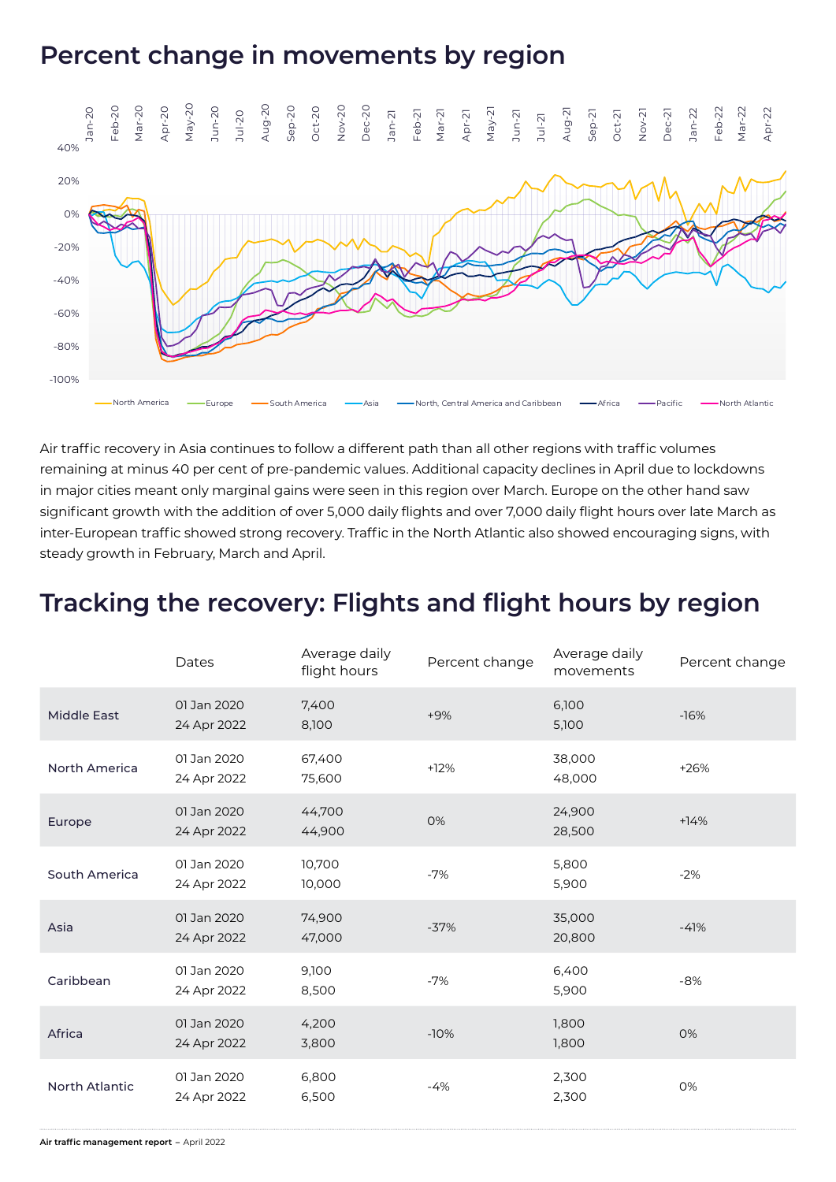## Percent change in movements by region

Air traffic recovery in Asia continues to follow a different path than all other regions with traffic volumes remaining at minus 40 per cent of pre-pandemic values. Additional capacity declines in April due to lockdowns in major cities meant only marginal gains were seen in this region over March. Europe on the other hand saw significant growth with the addition of over 5,000 daily flights and over 7,000 daily flight hours over late March as inter-European traffic showed strong recovery. Traffic in the North Atlantic also showed encouraging signs, with steady growth in February, March and April.

## Tracking the recovery: Flights and flight hours by region

| | Dates | Average daily flight hours | Percent change | Average daily movements | Percent change |
|---|---|---|---|---|---|
| Middle East | 01 Jan 2020<br>24 Apr 2022 | 7,400<br>8,100 | +9% | 6,100<br>5,100 | -16% |
| North America | 01 Jan 2020<br>24 Apr 2022 | 67,400<br>75,600 | +12% | 38,000<br>48,000 | +26% |
| Europe | 01 Jan 2020<br>24 Apr 2022 | 44,700<br>44,900 | 0% | 24,900<br>28,500 | +14% |
| South America | 01 Jan 2020<br>24 Apr 2022 | 10,700<br>10,000 | -7% | 5,800<br>5,900 | -2% |
| Asia | 01 Jan 2020<br>24 Apr 2022 | 74,900<br>47,000 | -37% | 35,000<br>20,800 | -41% |
| Caribbean | 01 Jan 2020<br>24 Apr 2022 | 9,100<br>8,500 | -7% | 6,400<br>5,900 | -8% |
| Africa | 01 Jan 2020<br>24 Apr 2022 | 4,200<br>3,800 | -10% | 1,800<br>1,800 | 0% |
| North Atlantic | 01 Jan 2020<br>24 Apr 2022 | 6,800<br>6,500 | -4% | 2,300<br>2,300 | 0% |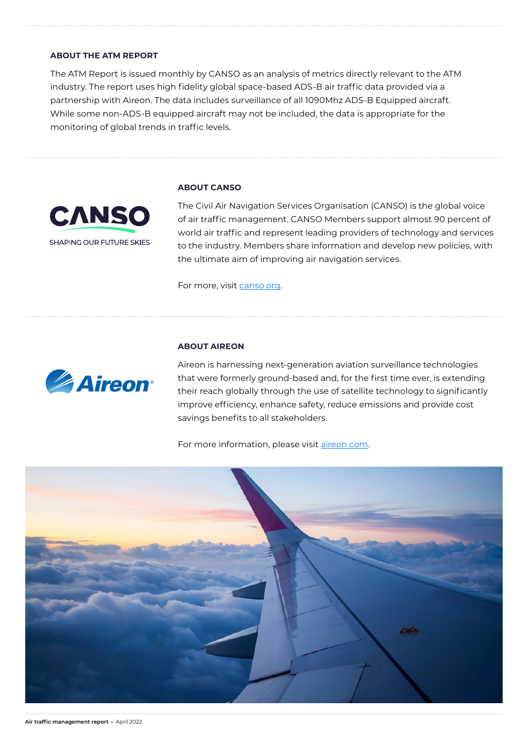## ABOUT THE ATM REPORT

The ATM Report is issued monthly by CANSO as an analysis of metrics directly relevant to the ATM industry. The report uses high fidelity global space-based ADS-B air traffic data provided via a partnership with Aireon. The data includes surveillance of all 1090Mhz ADS-B Equipped aircraft. While some non-ADS-B equipped aircraft may not be included, the data is appropriate for the monitoring of global trends in traffic levels.

## ABOUT CANSO

CANSO

SHAPING OUR FUTURE SKIES

The Civil Air Navigation Services Organisation (CANSO) is the global voice of air traffic management. CANSO Members support almost 90 percent of world air traffic and represent leading providers of technology and services to the industry. Members share information and develop new policies, with the ultimate aim of improving air navigation services.

For more, visit [canso.org](canso.org).

## ABOUT AIREON

Aireon

Aireon is harnessing next-generation aviation surveillance technologies that were formerly ground-based and, for the first time ever, is extending their reach globally through the use of satellite technology to significantly improve efficiency, enhance safety, reduce emissions and provide cost savings benefits to all stakeholders.

For more information, please visit [aireon.com](aireon.com).